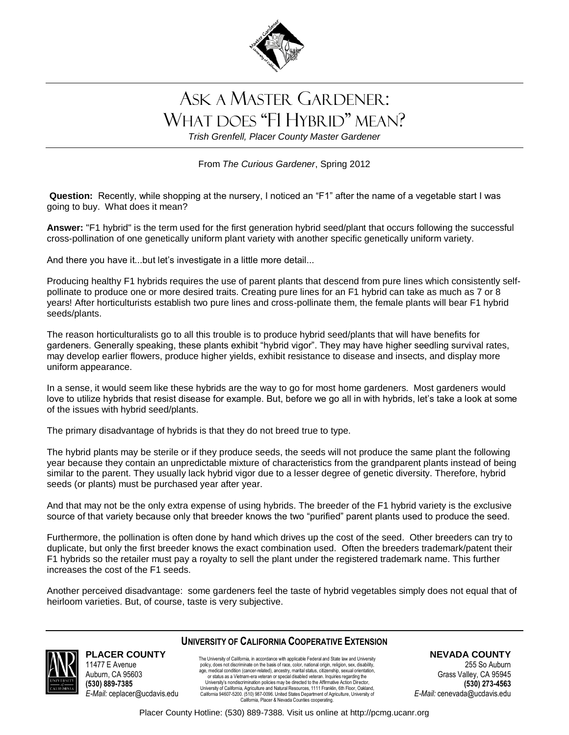# Ask a Master Gardener: What does "F1 Hybrid" mean?

*Trish Grenfell, Placer County Master Gardener*

From *The Curious Gardener*, Spring 2012

**Question:** Recently, while shopping at the nursery, I noticed an "F1" after the name of a vegetable start I was going to buy. What does it mean?

**Answer:** "F1 hybrid" is the term used for the first generation hybrid seed/plant that occurs following the successful cross-pollination of one genetically uniform plant variety with another specific genetically uniform variety.

And there you have it...but let's investigate in a little more detail...

Producing healthy F1 hybrids requires the use of parent plants that descend from pure lines which consistently self-pollinate to produce one or more desired traits. Creating pure lines for an F1 hybrid can take as much as 7 or 8 years! After horticulturists establish two pure lines and cross-pollinate them, the female plants will bear F1 hybrid seeds/plants.

The reason horticulturalists go to all this trouble is to produce hybrid seed/plants that will have benefits for gardeners. Generally speaking, these plants exhibit "hybrid vigor". They may have higher seedling survival rates, may develop earlier flowers, produce higher yields, exhibit resistance to disease and insects, and display more uniform appearance.

In a sense, it would seem like these hybrids are the way to go for most home gardeners. Most gardeners would love to utilize hybrids that resist disease for example. But, before we go all in with hybrids, let's take a look at some of the issues with hybrid seed/plants.

The primary disadvantage of hybrids is that they do not breed true to type.

The hybrid plants may be sterile or if they produce seeds, the seeds will not produce the same plant the following year because they contain an unpredictable mixture of characteristics from the grandparent plants instead of being similar to the parent. They usually lack hybrid vigor due to a lesser degree of genetic diversity. Therefore, hybrid seeds (or plants) must be purchased year after year.

And that may not be the only extra expense of using hybrids. The breeder of the F1 hybrid variety is the exclusive source of that variety because only that breeder knows the two "purified" parent plants used to produce the seed.

Furthermore, the pollination is often done by hand which drives up the cost of the seed. Other breeders can try to duplicate, but only the first breeder knows the exact combination used. Often the breeders trademark/patent their F1 hybrids so the retailer must pay a royalty to sell the plant under the registered trademark name. This further increases the cost of the F1 seeds.

Another perceived disadvantage: some gardeners feel the taste of hybrid vegetables simply does not equal that of heirloom varieties. But, of course, taste is very subjective.

**UNIVERSITY OF CALIFORNIA COOPERATIVE EXTENSION**

**PLACER COUNTY**
11477 E Avenue
Auburn, CA 95603
**(530) 889-7385**
*E-Mail:* ceplacer@ucdavis.edu

The University of California, in accordance with applicable Federal and State law and University policy, does not discriminate on the basis of race, color, national origin, religion, sex, disability, age, medical condition (cancer-related), ancestry, marital status, citizenship, sexual orientation, or status as a Vietnam-era veteran or special disabled veteran. Inquiries regarding the University's nondiscrimination policies may be directed to the Affirmative Action Director, University of California, Agriculture and Natural Resources, 1111 Franklin, 6th Floor, Oakland, California 94607-5200. (510) 987-0096. United States Department of Agriculture, University of California, Placer & Nevada Counties cooperating.

**NEVADA COUNTY**
255 So Auburn
Grass Valley, CA 95945
**(530) 273-4563**
*E-Mail:* cenevada@ucdavis.edu

Placer County Hotline: (530) 889-7388. Visit us online at http://pcmg.ucanr.org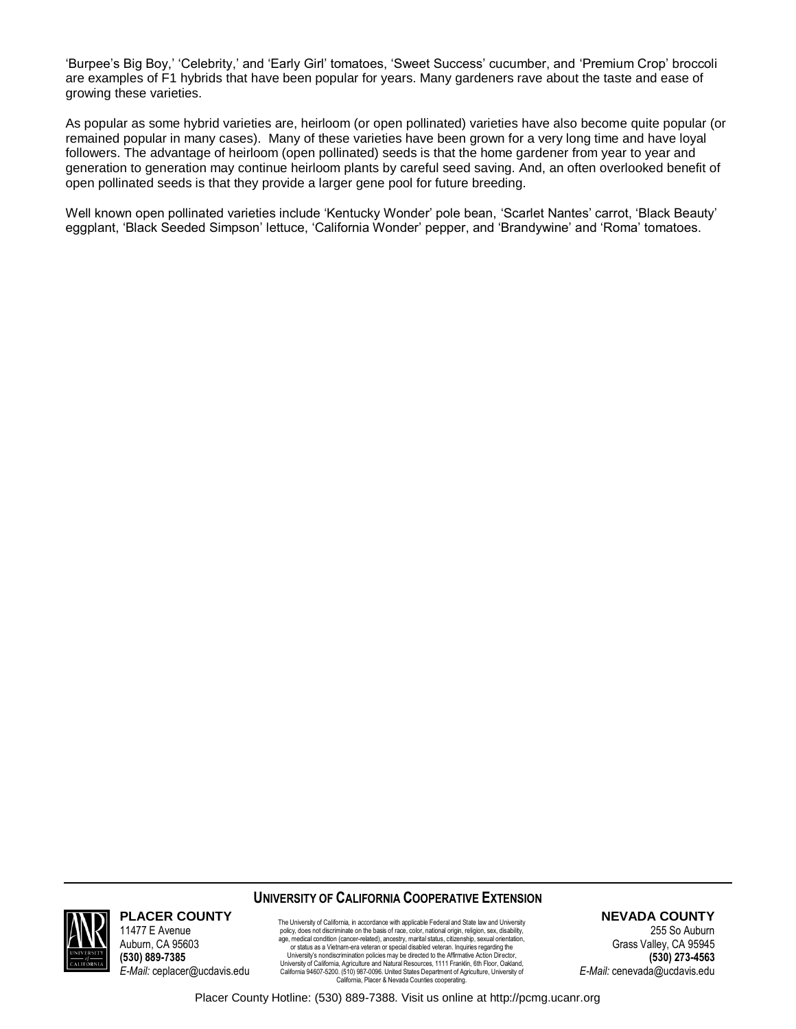'Burpee's Big Boy,' 'Celebrity,' and 'Early Girl' tomatoes, 'Sweet Success' cucumber, and 'Premium Crop' broccoli are examples of F1 hybrids that have been popular for years. Many gardeners rave about the taste and ease of growing these varieties.

As popular as some hybrid varieties are, heirloom (or open pollinated) varieties have also become quite popular (or remained popular in many cases). Many of these varieties have been grown for a very long time and have loyal followers. The advantage of heirloom (open pollinated) seeds is that the home gardener from year to year and generation to generation may continue heirloom plants by careful seed saving. And, an often overlooked benefit of open pollinated seeds is that they provide a larger gene pool for future breeding.

Well known open pollinated varieties include 'Kentucky Wonder' pole bean, 'Scarlet Nantes' carrot, 'Black Beauty' eggplant, 'Black Seeded Simpson' lettuce, 'California Wonder' pepper, and 'Brandywine' and 'Roma' tomatoes.

**UNIVERSITY OF CALIFORNIA COOPERATIVE EXTENSION**

**PLACER COUNTY**
11477 E Avenue
Auburn, CA 95603
**(530) 889-7385**
*E-Mail:* ceplacer@ucdavis.edu

The University of California, in accordance with applicable Federal and State law and University policy, does not discriminate on the basis of race, color, national origin, religion, sex, disability, age, medical condition (cancer-related), ancestry, marital status, citizenship, sexual orientation, or status as a Vietnam-era veteran or special disabled veteran. Inquiries regarding the University's nondiscrimination policies may be directed to the Affirmative Action Director, University of California, Agriculture and Natural Resources, 1111 Franklin, 6th Floor, Oakland, California 94607-5200. (510) 987-0096. United States Department of Agriculture, University of California, Placer & Nevada Counties cooperating.

**NEVADA COUNTY**
255 So Auburn
Grass Valley, CA 95945
**(530) 273-4563**
*E-Mail:* cenevada@ucdavis.edu

Placer County Hotline: (530) 889-7388. Visit us online at http://pcmg.ucanr.org